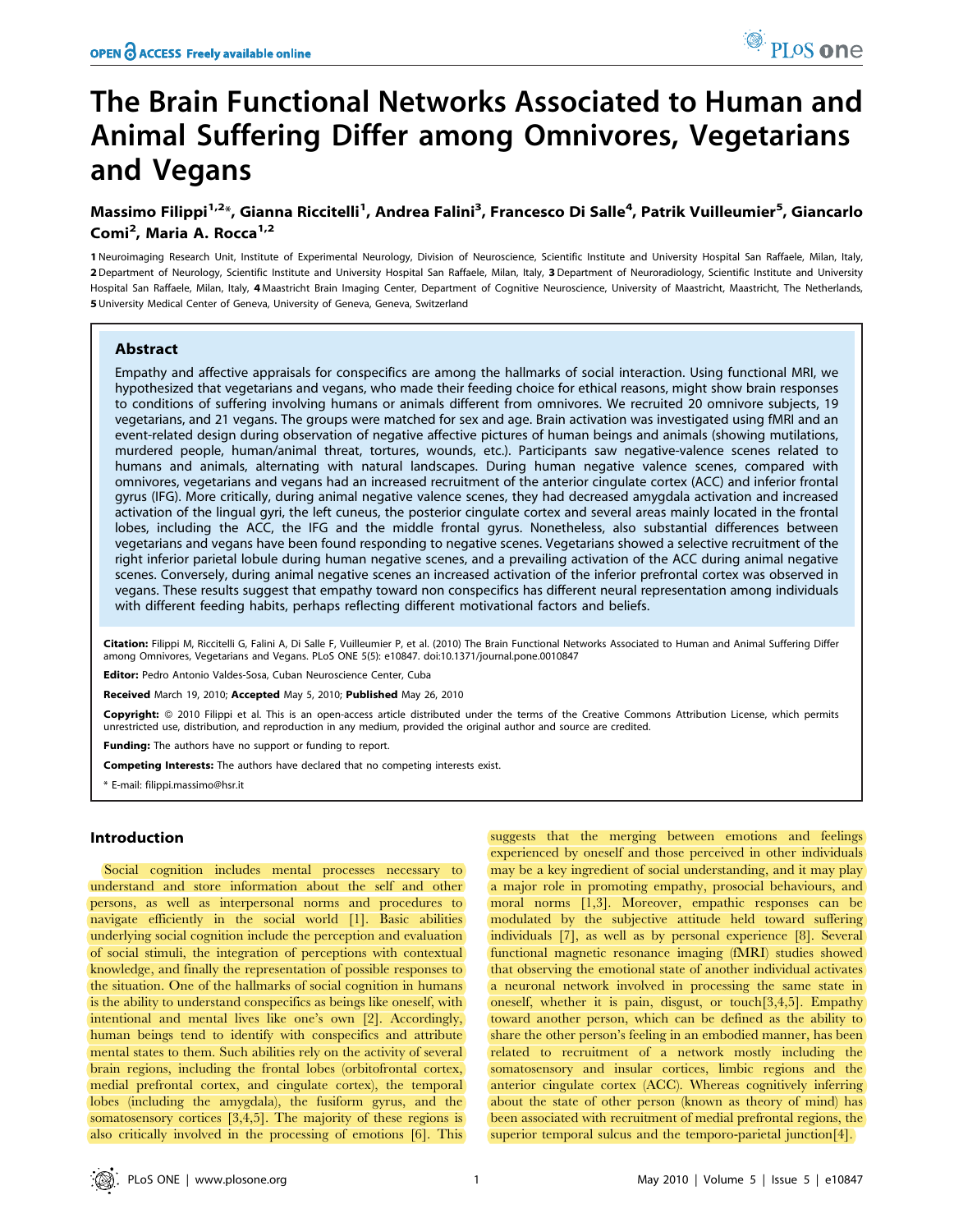# The Brain Functional Networks Associated to Human and Animal Suffering Differ among Omnivores, Vegetarians and Vegans

**Massimo Filippi[1,2]\*, Gianna Riccitelli[1], Andrea Falini[3], Francesco Di Salle[4], Patrik Vuilleumier[5], Giancarlo Comi[2], Maria A. Rocca[1,2]**

**1** Neuroimaging Research Unit, Institute of Experimental Neurology, Division of Neuroscience, Scientific Institute and University Hospital San Raffaele, Milan, Italy, **2** Department of Neurology, Scientific Institute and University Hospital San Raffaele, Milan, Italy, **3** Department of Neuroradiology, Scientific Institute and University Hospital San Raffaele, Milan, Italy, **4** Maastricht Brain Imaging Center, Department of Cognitive Neuroscience, University of Maastricht, Maastricht, The Netherlands, **5** University Medical Center of Geneva, University of Geneva, Geneva, Switzerland

## Abstract

Empathy and affective appraisals for conspecifics are among the hallmarks of social interaction. Using functional MRI, we hypothesized that vegetarians and vegans, who made their feeding choice for ethical reasons, might show brain responses to conditions of suffering involving humans or animals different from omnivores. We recruited 20 omnivore subjects, 19 vegetarians, and 21 vegans. The groups were matched for sex and age. Brain activation was investigated using fMRI and an event-related design during observation of negative affective pictures of human beings and animals (showing mutilations, murdered people, human/animal threat, tortures, wounds, etc.). Participants saw negative-valence scenes related to humans and animals, alternating with natural landscapes. During human negative valence scenes, compared with omnivores, vegetarians and vegans had an increased recruitment of the anterior cingulate cortex (ACC) and inferior frontal gyrus (IFG). More critically, during animal negative valence scenes, they had decreased amygdala activation and increased activation of the lingual gyri, the left cuneus, the posterior cingulate cortex and several areas mainly located in the frontal lobes, including the ACC, the IFG and the middle frontal gyrus. Nonetheless, also substantial differences between vegetarians and vegans have been found responding to negative scenes. Vegetarians showed a selective recruitment of the right inferior parietal lobule during human negative scenes, and a prevailing activation of the ACC during animal negative scenes. Conversely, during animal negative scenes an increased activation of the inferior prefrontal cortex was observed in vegans. These results suggest that empathy toward non conspecifics has different neural representation among individuals with different feeding habits, perhaps reflecting different motivational factors and beliefs.

**Citation:** Filippi M, Riccitelli G, Falini A, Di Salle F, Vuilleumier P, et al. (2010) The Brain Functional Networks Associated to Human and Animal Suffering Differ among Omnivores, Vegetarians and Vegans. PLoS ONE 5(5): e10847. doi:10.1371/journal.pone.0010847

**Editor:** Pedro Antonio Valdes-Sosa, Cuban Neuroscience Center, Cuba

**Received** March 19, 2010; **Accepted** May 5, 2010; **Published** May 26, 2010

**Copyright:** © 2010 Filippi et al. This is an open-access article distributed under the terms of the Creative Commons Attribution License, which permits unrestricted use, distribution, and reproduction in any medium, provided the original author and source are credited.

**Funding:** The authors have no support or funding to report.

**Competing Interests:** The authors have declared that no competing interests exist.

\* E-mail: filippi.massimo@hsr.it

## Introduction

Social cognition includes mental processes necessary to understand and store information about the self and other persons, as well as interpersonal norms and procedures to navigate efficiently in the social world [1]. Basic abilities underlying social cognition include the perception and evaluation of social stimuli, the integration of perceptions with contextual knowledge, and finally the representation of possible responses to the situation. One of the hallmarks of social cognition in humans is the ability to understand conspecifics as beings like oneself, with intentional and mental lives like one's own [2]. Accordingly, human beings tend to identify with conspecifics and attribute mental states to them. Such abilities rely on the activity of several brain regions, including the frontal lobes (orbitofrontal cortex, medial prefrontal cortex, and cingulate cortex), the temporal lobes (including the amygdala), the fusiform gyrus, and the somatosensory cortices [3,4,5]. The majority of these regions is also critically involved in the processing of emotions [6]. This suggests that the merging between emotions and feelings experienced by oneself and those perceived in other individuals may be a key ingredient of social understanding, and it may play a major role in promoting empathy, prosocial behaviours, and moral norms [1,3]. Moreover, empathic responses can be modulated by the subjective attitude held toward suffering individuals [7], as well as by personal experience [8]. Several functional magnetic resonance imaging (fMRI) studies showed that observing the emotional state of another individual activates a neuronal network involved in processing the same state in oneself, whether it is pain, disgust, or touch[3,4,5]. Empathy toward another person, which can be defined as the ability to share the other person's feeling in an embodied manner, has been related to recruitment of a network mostly including the somatosensory and insular cortices, limbic regions and the anterior cingulate cortex (ACC). Whereas cognitively inferring about the state of other person (known as theory of mind) has been associated with recruitment of medial prefrontal regions, the superior temporal sulcus and the tempero-parietal junction[4].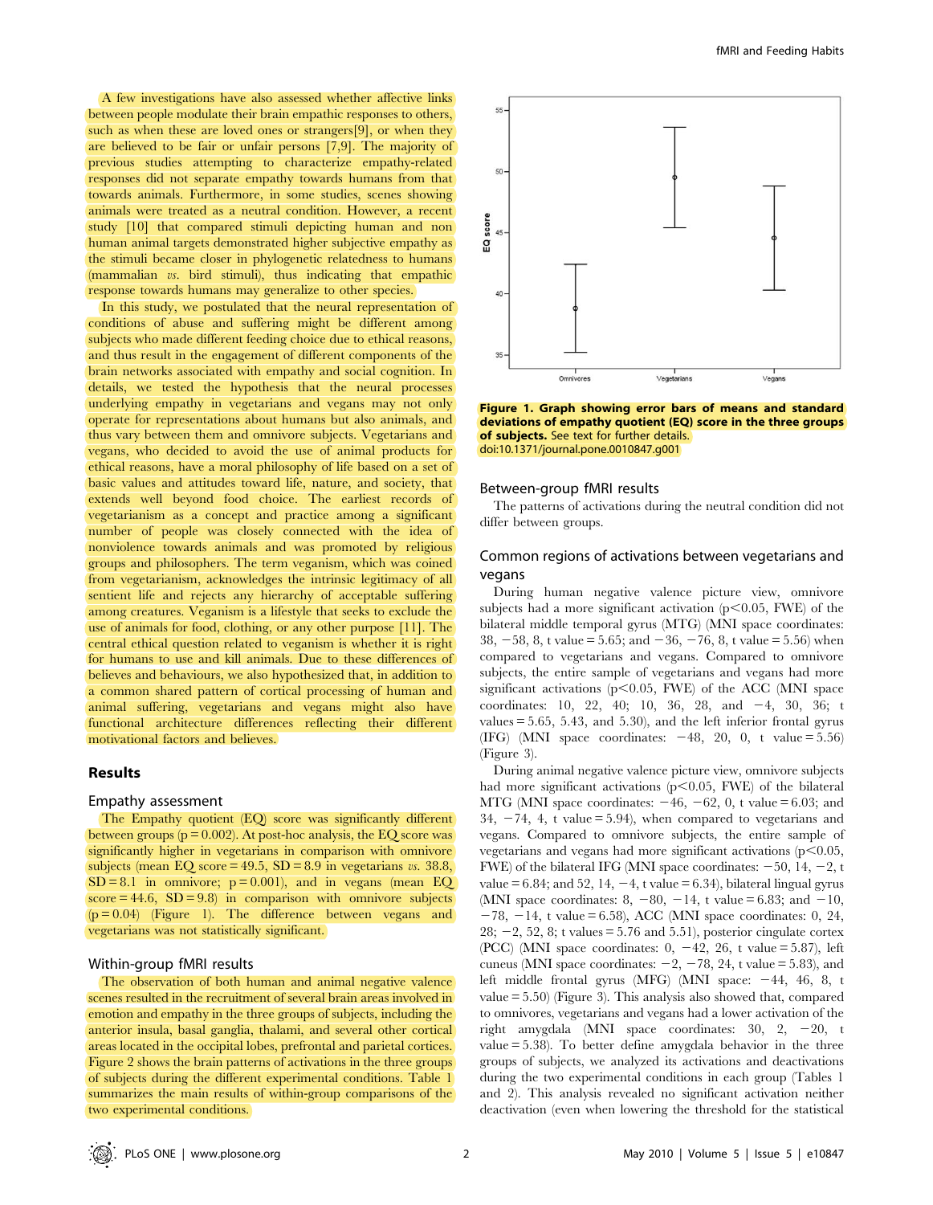A few investigations have also assessed whether affective links between people modulate their brain empathic responses to others, such as when these are loved ones or strangers[9], or when they are believed to be fair or unfair persons [7,9]. The majority of previous studies attempting to characterize empathy-related responses did not separate empathy towards humans from that towards animals. Furthermore, in some studies, scenes showing animals were treated as a neutral condition. However, a recent study [10] that compared stimuli depicting human and non human animal targets demonstrated higher subjective empathy as the stimuli became closer in phylogenetic relatedness to humans (mammalian *vs.* bird stimuli), thus indicating that empathic response towards humans may generalize to other species.

In this study, we postulated that the neural representation of conditions of abuse and suffering might be different among subjects who made different feeding choice due to ethical reasons, and thus result in the engagement of different components of the brain networks associated with empathy and social cognition. In details, we tested the hypothesis that the neural processes underlying empathy in vegetarians and vegans may not only operate for representations about humans but also animals, and thus vary between them and omnivore subjects. Vegetarians and vegans, who decided to avoid the use of animal products for ethical reasons, have a moral philosophy of life based on a set of basic values and attitudes toward life, nature, and society, that extends well beyond food choice. The earliest records of vegetarianism as a concept and practice among a significant number of people was closely connected with the idea of nonviolence towards animals and was promoted by religious groups and philosophers. The term veganism, which was coined from vegetarianism, acknowledges the intrinsic legitimacy of all sentient life and rejects any hierarchy of acceptable suffering among creatures. Veganism is a lifestyle that seeks to exclude the use of animals for food, clothing, or any other purpose [11]. The central ethical question related to veganism is whether it is right for humans to use and kill animals. Due to these differences of believes and behaviours, we also hypothesized that, in addition to a common shared pattern of cortical processing of human and animal suffering, vegetarians and vegans might also have functional architecture differences reflecting their different motivational factors and believes.

## Results

### Empathy assessment

The Empathy quotient (EQ) score was significantly different between groups ($p = 0.002$). At post-hoc analysis, the EQ score was significantly higher in vegetarians in comparison with omnivore subjects (mean EQ score = 49.5, SD = 8.9 in vegetarians *vs.* 38.8, SD = 8.1 in omnivore; $p = 0.001$), and in vegans (mean EQ score = 44.6, SD = 9.8) in comparison with omnivore subjects ($p = 0.04$) (Figure 1). The difference between vegans and vegetarians was not statistically significant.

**Figure 1. Graph showing error bars of means and standard deviations of empathy quotient (EQ) score in the three groups of subjects.** See text for further details.
doi:10.1371/journal.pone.0010847.g001

### Within-group fMRI results

The observation of both human and animal negative valence scenes resulted in the recruitment of several brain areas involved in emotion and empathy in the three groups of subjects, including the anterior insula, basal ganglia, thalami, and several other cortical areas located in the occipital lobes, prefrontal and parietal cortices. Figure 2 shows the brain patterns of activations in the three groups of subjects during the different experimental conditions. Table 1 summarizes the main results of within-group comparisons of the two experimental conditions.

### Between-group fMRI results

The patterns of activations during the neutral condition did not differ between groups.

### Common regions of activations between vegetarians and vegans

During human negative valence picture view, omnivore subjects had a more significant activation ($p<0.05$, FWE) of the bilateral middle temporal gyrus (MTG) (MNI space coordinates: 38, −58, 8, t value = 5.65; and −36, −76, 8, t value = 5.56) when compared to vegetarians and vegans. Compared to omnivore subjects, the entire sample of vegetarians and vegans had more significant activations ($p<0.05$, FWE) of the ACC (MNI space coordinates: 10, 22, 40; 10, 36, 28, and −4, 30, 36; t values = 5.65, 5.43, and 5.30), and the left inferior frontal gyrus (IFG) (MNI space coordinates: −48, 20, 0, t value = 5.56) (Figure 3).

During animal negative valence picture view, omnivore subjects had more significant activations ($p<0.05$, FWE) of the bilateral MTG (MNI space coordinates: −46, −62, 0, t value = 6.03; and 34, −74, 4, t value = 5.94), when compared to vegetarians and vegans. Compared to omnivore subjects, the entire sample of vegetarians and vegans had more significant activations ($p<0.05$, FWE) of the bilateral IFG (MNI space coordinates: −50, 14, −2, t value = 6.84; and 52, 14, −4, t value = 6.34), bilateral lingual gyrus (MNI space coordinates: 8, −80, −14, t value = 6.83; and −10, −78, −14, t value = 6.58), ACC (MNI space coordinates: 0, 24, 28; −2, 52, 8; t values = 5.76 and 5.51), posterior cingulate cortex (PCC) (MNI space coordinates: 0, −42, 26, t value = 5.87), left cuneus (MNI space coordinates: −2, −78, 24, t value = 5.83), and left middle frontal gyrus (MFG) (MNI space: −44, 46, 8, t value = 5.50) (Figure 3). This analysis also showed that, compared to omnivores, vegetarians and vegans had a lower activation of the right amygdala (MNI space coordinates: 30, 2, −20, t value = 5.38). To better define amygdala behavior in the three groups of subjects, we analyzed its activations and deactivations during the two experimental conditions in each group (Tables 1 and 2). This analysis revealed no significant activation neither deactivation (even when lowering the threshold for the statistical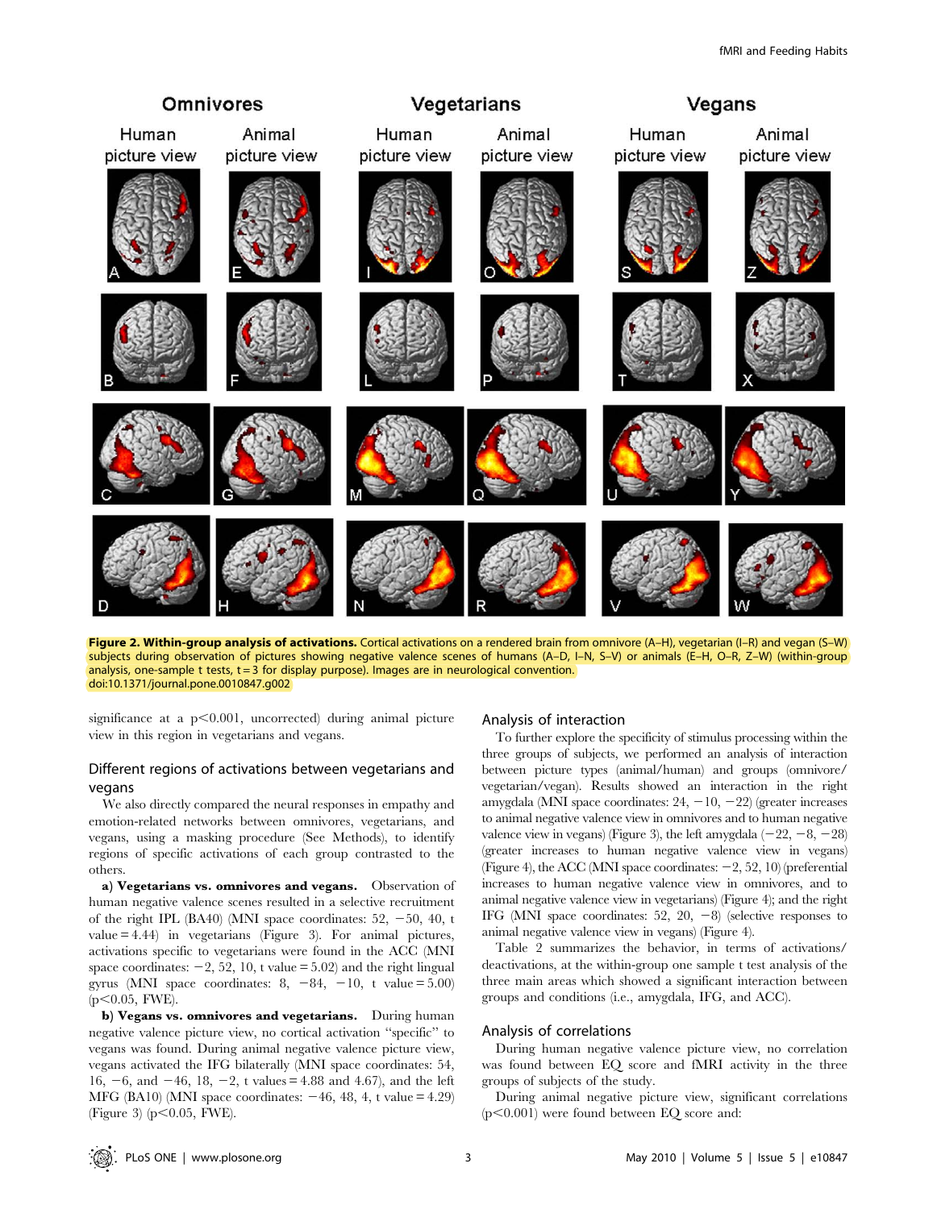**Figure 2. Within-group analysis of activations.** Cortical activations on a rendered brain from omnivore (A–H), vegetarian (I–R) and vegan (S–W) subjects during observation of pictures showing negative valence scenes of humans (A–D, I–N, S–V) or animals (E–H, O–R, Z–W) (within-group analysis, one-sample t tests, t = 3 for display purpose). Images are in neurological convention.
doi:10.1371/journal.pone.0010847.g002

significance at a $p<0.001$, uncorrected) during animal picture view in this region in vegetarians and vegans.

### Different regions of activations between vegetarians and vegans

We also directly compared the neural responses in empathy and emotion-related networks between omnivores, vegetarians, and vegans, using a masking procedure (See Methods), to identify regions of specific activations of each group contrasted to the others.

**a) Vegetarians vs. omnivores and vegans.** Observation of human negative valence scenes resulted in a selective recruitment of the right IPL (BA40) (MNI space coordinates: 52, −50, 40, t value = 4.44) in vegetarians (Figure 3). For animal pictures, activations specific to vegetarians were found in the ACC (MNI space coordinates: −2, 52, 10, t value = 5.02) and the right lingual gyrus (MNI space coordinates: 8, −84, −10, t value = 5.00) ($p<0.05$, FWE).

**b) Vegans vs. omnivores and vegetarians.** During human negative valence picture view, no cortical activation "specific" to vegans was found. During animal negative valence picture view, vegans activated the IFG bilaterally (MNI space coordinates: 54, 16, −6, and −46, 18, −2, t values = 4.88 and 4.67), and the left MFG (BA10) (MNI space coordinates: −46, 48, 4, t value = 4.29) (Figure 3) ($p<0.05$, FWE).

### Analysis of interaction

To further explore the specificity of stimulus processing within the three groups of subjects, we performed an analysis of interaction between picture types (animal/human) and groups (omnivore/vegetarian/vegan). Results showed an interaction in the right amygdala (MNI space coordinates: 24, −10, −22) (greater increases to animal negative valence view in omnivores and to human negative valence view in vegans) (Figure 3), the left amygdala (−22, −8, −28) (greater increases to human negative valence view in vegans) (Figure 4), the ACC (MNI space coordinates: −2, 52, 10) (preferential increases to human negative valence view in omnivores, and to animal negative valence view in vegetarians) (Figure 4); and the right IFG (MNI space coordinates: 52, 20, −8) (selective responses to animal negative valence view in vegans) (Figure 4).

Table 2 summarizes the behavior, in terms of activations/deactivations, at the within-group one sample t test analysis of the three main areas which showed a significant interaction between groups and conditions (i.e., amygdala, IFG, and ACC).

### Analysis of correlations

During human negative valence picture view, no correlation was found between EQ score and fMRI activity in the three groups of subjects of the study.

During animal negative picture view, significant correlations ($p<0.001$) were found between EQ score and: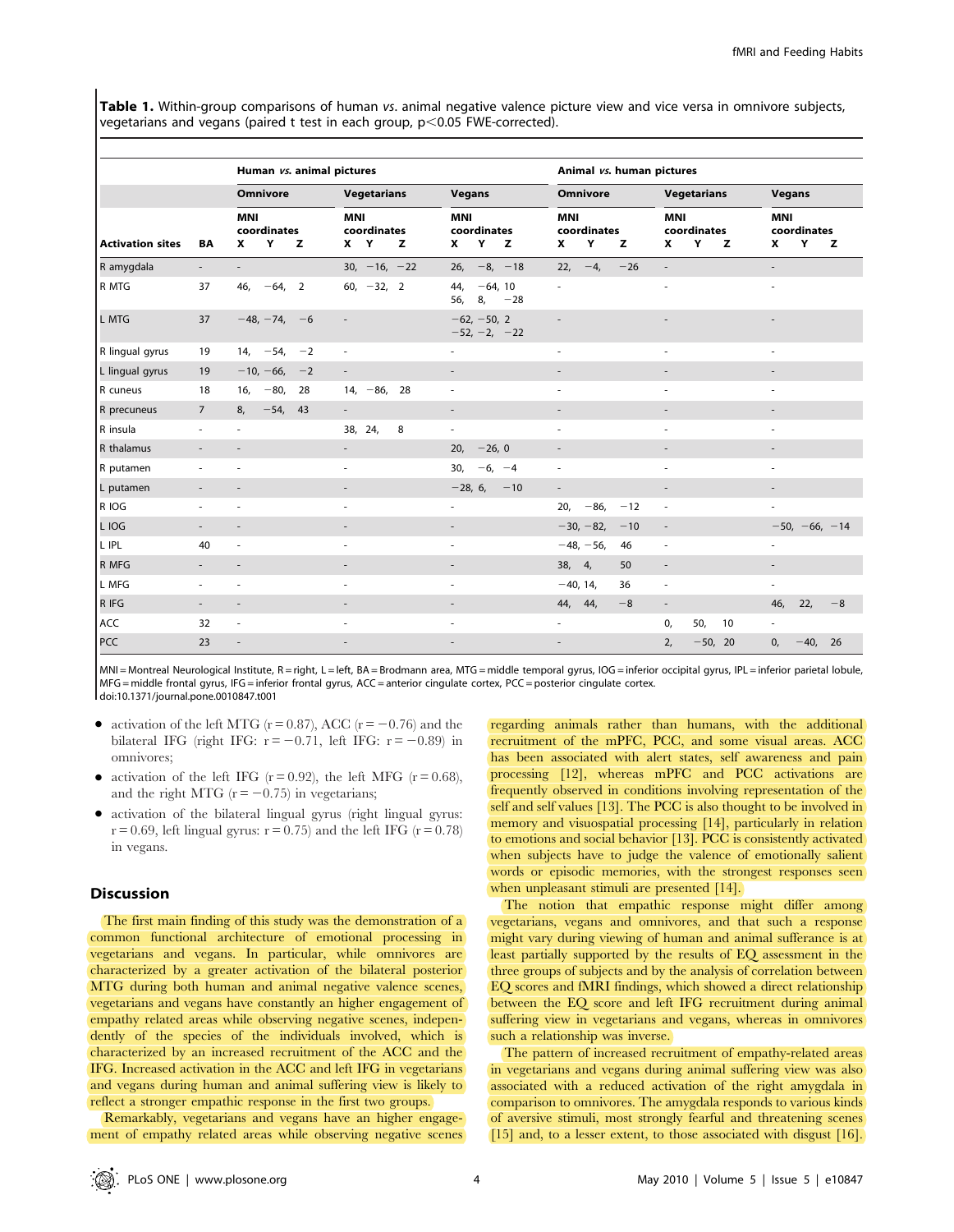**Table 1.** Within-group comparisons of human *vs.* animal negative valence picture view and vice versa in omnivore subjects, vegetarians and vegans (paired t test in each group, $p<0.05$ FWE-corrected).

| | | Human *vs.* animal pictures | | | Animal *vs.* human pictures | | |
|---|---|---|---|---|---|---|---|
| | | Omnivore | Vegetarians | Vegans | Omnivore | Vegetarians | Vegans |
| Activation sites | BA | MNI coordinates X Y Z | MNI coordinates X Y Z | MNI coordinates X Y Z | MNI coordinates X Y Z | MNI coordinates X Y Z | MNI coordinates X Y Z |
| R amygdala | - | - | 30, −16, −22 | 26, −8, −18 | 22, −4, −26 | - | - |
| R MTG | 37 | 46, −64, 2 | 60, −32, 2 | 44, −64, 10<br>56, 8, −28 | - | - | - |
| L MTG | 37 | −48, −74, −6 | - | −62, −50, 2<br>−52, −2, −22 | - | - | - |
| R lingual gyrus | 19 | 14, −54, −2 | - | - | - | - | - |
| L lingual gyrus | 19 | −10, −66, −2 | - | - | - | - | - |
| R cuneus | 18 | 16, −80, 28 | 14, −86, 28 | - | - | - | - |
| R precuneus | 7 | 8, −54, 43 | - | - | - | - | - |
| R insula | - | - | 38, 24, 8 | - | - | - | - |
| R thalamus | - | - | - | 20, −26, 0 | - | - | - |
| R putamen | - | - | - | 30, −6, −4 | - | - | - |
| L putamen | - | - | - | −28, 6, −10 | - | - | - |
| R IOG | - | - | - | - | 20, −86, −12 | - | - |
| L IOG | - | - | - | - | −30, −82, −10 | - | −50, −66, −14 |
| L IPL | 40 | - | - | - | −48, −56, 46 | - | - |
| R MFG | - | - | - | - | 38, 4, 50 | - | - |
| L MFG | - | - | - | - | −40, 14, 36 | - | - |
| R IFG | - | - | - | - | 44, 44, −8 | - | 46, 22, −8 |
| ACC | 32 | - | - | - | - | 0, 50, 10 | - |
| PCC | 23 | - | - | - | - | 2, −50, 20 | 0, −40, 26 |

MNI = Montreal Neurological Institute, R = right, L = left, BA = Brodmann area, MTG = middle temporal gyrus, IOG = inferior occipital gyrus, IPL = inferior parietal lobule, MFG = middle frontal gyrus, IFG = inferior frontal gyrus, ACC = anterior cingulate cortex, PCC = posterior cingulate cortex.
doi:10.1371/journal.pone.0010847.t001

- activation of the left MTG ($r = 0.87$), ACC ($r = -0.76$) and the bilateral IFG (right IFG: $r = -0.71$, left IFG: $r = -0.89$) in omnivores;
- activation of the left IFG ($r = 0.92$), the left MFG ($r = 0.68$), and the right MTG ($r = -0.75$) in vegetarians;
- activation of the bilateral lingual gyrus (right lingual gyrus: $r = 0.69$, left lingual gyrus: $r = 0.75$) and the left IFG ($r = 0.78$) in vegans.

## Discussion

The first main finding of this study was the demonstration of a common functional architecture of emotional processing in vegetarians and vegans. In particular, while omnivores are characterized by a greater activation of the bilateral posterior MTG during both human and animal negative valence scenes, vegetarians and vegans have constantly an higher engagement of empathy related areas while observing negative scenes, independently of the species of the individuals involved, which is characterized by an increased recruitment of the ACC and the IFG. Increased activation in the ACC and left IFG in vegetarians and vegans during human and animal suffering view is likely to reflect a stronger empathic response in the first two groups.

Remarkably, vegetarians and vegans have an higher engagement of empathy related areas while observing negative scenes regarding animals rather than humans, with the additional recruitment of the mPFC, PCC, and some visual areas. ACC has been associated with alert states, self awareness and pain processing [12], whereas mPFC and PCC activations are frequently observed in conditions involving representation of the self and self values [13]. The PCC is also thought to be involved in memory and visuospatial processing [14], particularly in relation to emotions and social behavior [13]. PCC is consistently activated when subjects have to judge the valence of emotionally salient words or episodic memories, with the strongest responses seen when unpleasant stimuli are presented [14].

The notion that empathic response might differ among vegetarians, vegans and omnivores, and that such a response might vary during viewing of human and animal sufferance is at least partially supported by the results of EQ assessment in the three groups of subjects and by the analysis of correlation between EQ scores and fMRI findings, which showed a direct relationship between the EQ score and left IFG recruitment during animal suffering view in vegetarians and vegans, whereas in omnivores such a relationship was inverse.

The pattern of increased recruitment of empathy-related areas in vegetarians and vegans during animal suffering view was also associated with a reduced activation of the right amygdala in comparison to omnivores. The amygdala responds to various kinds of aversive stimuli, most strongly fearful and threatening scenes [15] and, to a lesser extent, to those associated with disgust [16].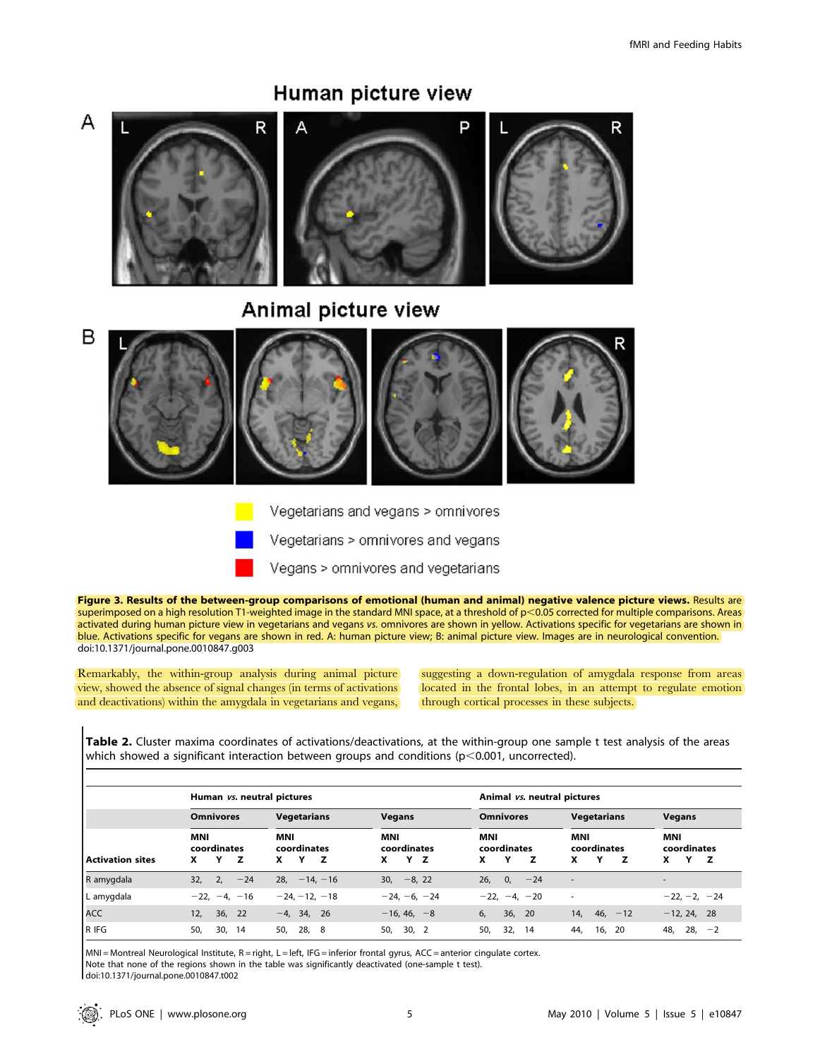**Figure 3. Results of the between-group comparisons of emotional (human and animal) negative valence picture views.** Results are superimposed on a high resolution T1-weighted image in the standard MNI space, at a threshold of $p<0.05$ corrected for multiple comparisons. Areas activated during human picture view in vegetarians and vegans *vs.* omnivores are shown in yellow. Activations specific for vegetarians are shown in blue. Activations specific for vegans are shown in red. A: human picture view; B: animal picture view. Images are in neurological convention.
doi:10.1371/journal.pone.0010847.g003

Remarkably, the within-group analysis during animal picture view, showed the absence of signal changes (in terms of activations and deactivations) within the amygdala in vegetarians and vegans, suggesting a down-regulation of amygdala response from areas located in the frontal lobes, in an attempt to regulate emotion through cortical processes in these subjects.

**Table 2.** Cluster maxima coordinates of activations/deactivations, at the within-group one sample t test analysis of the areas which showed a significant interaction between groups and conditions ($p<0.001$, uncorrected).

| | Human *vs.* neutral pictures | | | Animal *vs.* neutral pictures | | |
|---|---|---|---|---|---|---|
| | Omnivores | Vegetarians | Vegans | Omnivores | Vegetarians | Vegans |
| Activation sites | MNI coordinates X Y Z | MNI coordinates X Y Z | MNI coordinates X Y Z | MNI coordinates X Y Z | MNI coordinates X Y Z | MNI coordinates X Y Z |
| R amygdala | 32, 2, −24 | 28, −14, −16 | 30, −8, 22 | 26, 0, −24 | - | - |
| L amygdala | −22, −4, −16 | −24, −12, −18 | −24, −6, −24 | −22, −4, −20 | - | −22, −2, −24 |
| ACC | 12, 36, 22 | −4, 34, 26 | −16, 46, −8 | 6, 36, 20 | 14, 46, −12 | −12, 24, 28 |
| R IFG | 50, 30, 14 | 50, 28, 8 | 50, 30, 2 | 50, 32, 14 | 44, 16, 20 | 48, 28, −2 |

MNI = Montreal Neurological Institute, R = right, L = left, IFG = inferior frontal gyrus, ACC = anterior cingulate cortex.
Note that none of the regions shown in the table was significantly deactivated (one-sample t test).
doi:10.1371/journal.pone.0010847.t002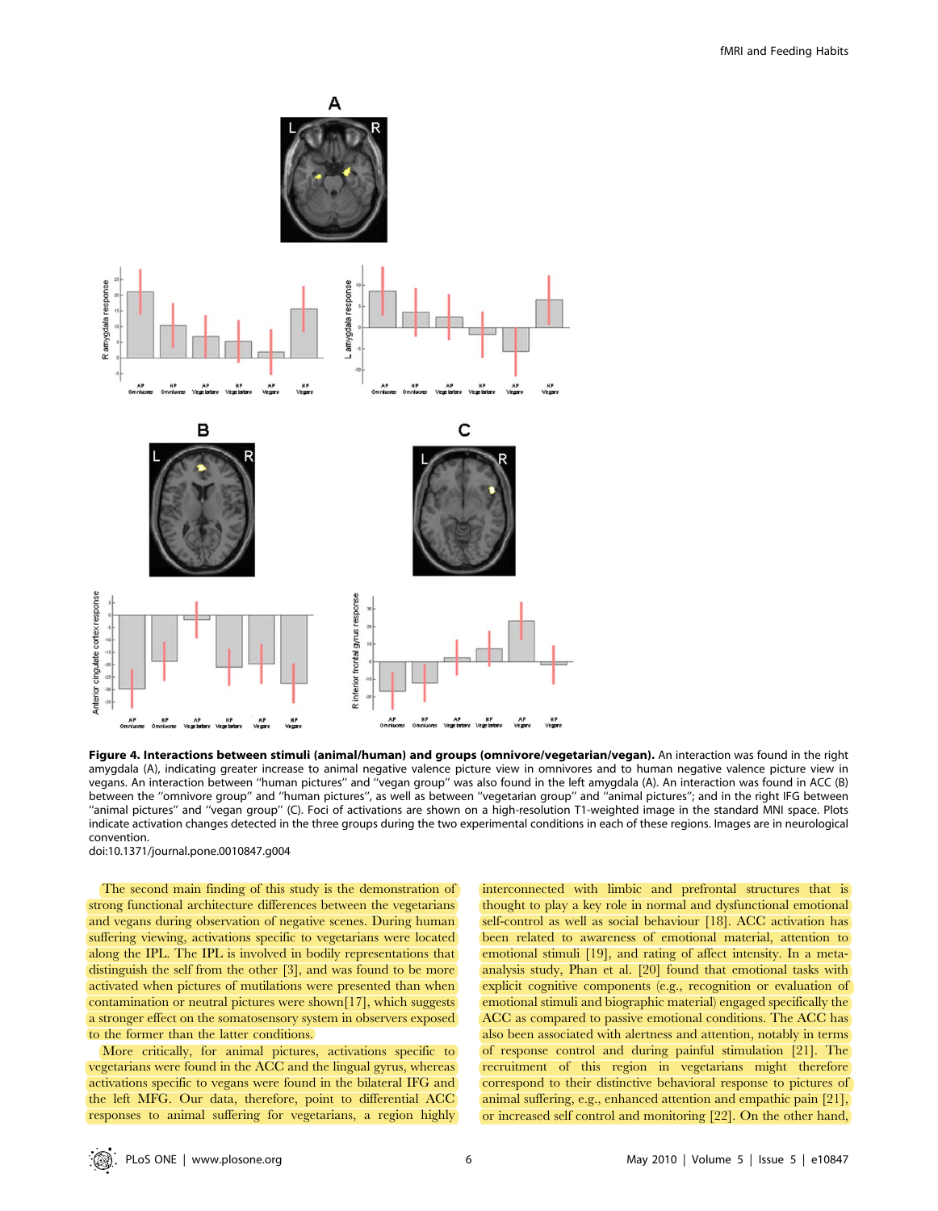**Figure 4. Interactions between stimuli (animal/human) and groups (omnivore/vegetarian/vegan).** An interaction was found in the right amygdala (A), indicating greater increase to animal negative valence picture view in omnivores and to human negative valence picture view in vegans. An interaction between "human pictures" and "vegan group" was also found in the left amygdala (A). An interaction was found in ACC (B) between the "omnivore group" and "human pictures", as well as between "vegetarian group" and "animal pictures"; and in the right IFG between "animal pictures" and "vegan group" (C). Foci of activations are shown on a high-resolution T1-weighted image in the standard MNI space. Plots indicate activation changes detected in the three groups during the two experimental conditions in each of these regions. Images are in neurological convention.
doi:10.1371/journal.pone.0010847.g004

The second main finding of this study is the demonstration of strong functional architecture differences between the vegetarians and vegans during observation of negative scenes. During human suffering viewing, activations specific to vegetarians were located along the IPL. The IPL is involved in bodily representations that distinguish the self from the other [3], and was found to be more activated when pictures of mutilations were presented than when contamination or neutral pictures were shown[17], which suggests a stronger effect on the somatosensory system in observers exposed to the former than the latter conditions.

More critically, for animal pictures, activations specific to vegetarians were found in the ACC and the lingual gyrus, whereas activations specific to vegans were found in the bilateral IFG and the left MFG. Our data, therefore, point to differential ACC responses to animal suffering for vegetarians, a region highly interconnected with limbic and prefrontal structures that is thought to play a key role in normal and dysfunctional emotional self-control as well as social behaviour [18]. ACC activation has been related to awareness of emotional material, attention to emotional stimuli [19], and rating of affect intensity. In a meta-analysis study, Phan et al. [20] found that emotional tasks with explicit cognitive components (e.g., recognition or evaluation of emotional stimuli and biographic material) engaged specifically the ACC as compared to passive emotional conditions. The ACC has also been associated with alertness and attention, notably in terms of response control and during painful stimulation [21]. The recruitment of this region in vegetarians might therefore correspond to their distinctive behavioral response to pictures of animal suffering, e.g., enhanced attention and empathic pain [21], or increased self control and monitoring [22]. On the other hand,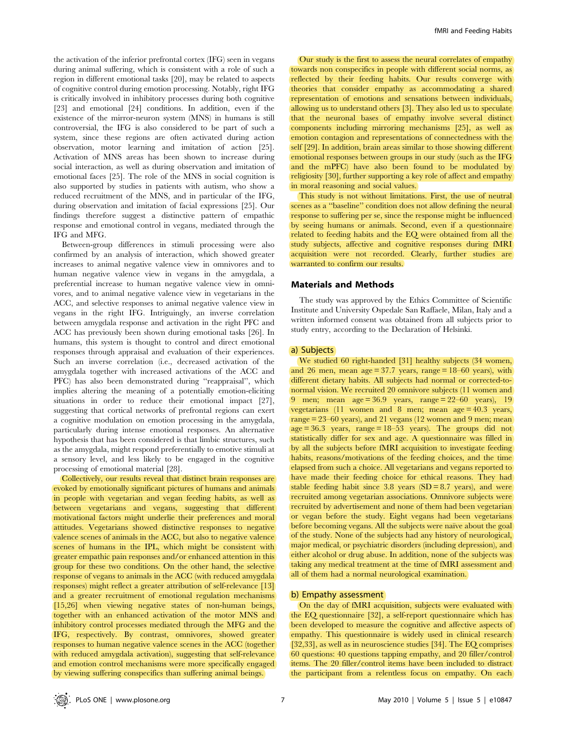the activation of the inferior prefrontal cortex (IFG) seen in vegans during animal suffering, which is consistent with a role of such a region in different emotional tasks [20], may be related to aspects of cognitive control during emotion processing. Notably, right IFG is critically involved in inhibitory processes during both cognitive [23] and emotional [24] conditions. In addition, even if the existence of the mirror-neuron system (MNS) in humans is still controversial, the IFG is also considered to be part of such a system, since these regions are often activated during action observation, motor learning and imitation of action [25]. Activation of MNS areas has been shown to increase during social interaction, as well as during observation and imitation of emotional faces [25]. The role of the MNS in social cognition is also supported by studies in patients with autism, who show a reduced recruitment of the MNS, and in particular of the IFG, during observation and imitation of facial expressions [25]. Our findings therefore suggest a distinctive pattern of empathic response and emotional control in vegans, mediated through the IFG and MFG.

Between-group differences in stimuli processing were also confirmed by an analysis of interaction, which showed greater increases to animal negative valence view in omnivores and to human negative valence view in vegans in the amygdala, a preferential increase to human negative valence view in omnivores, and to animal negative valence view in vegetarians in the ACC, and selective responses to animal negative valence view in vegans in the right IFG. Intriguingly, an inverse correlation between amygdala response and activation in the right PFC and ACC has previously been shown during emotional tasks [26]. In humans, this system is thought to control and direct emotional responses through appraisal and evaluation of their experiences. Such an inverse correlation (i.e., decreased activation of the amygdala together with increased activations of the ACC and PFC) has also been demonstrated during "reappraisal", which implies altering the meaning of a potentially emotion-eliciting situations in order to reduce their emotional impact [27], suggesting that cortical networks of prefrontal regions can exert a cognitive modulation on emotion processing in the amygdala, particularly during intense emotional responses. An alternative hypothesis that has been considered is that limbic structures, such as the amygdala, might respond preferentially to emotive stimuli at a sensory level, and less likely to be engaged in the cognitive processing of emotional material [28].

Collectively, our results reveal that distinct brain responses are evoked by emotionally significant pictures of humans and animals in people with vegetarian and vegan feeding habits, as well as between vegetarians and vegans, suggesting that different motivational factors might underlie their preferences and moral attitudes. Vegetarians showed distinctive responses to negative valence scenes of animals in the ACC, but also to negative valence scenes of humans in the IPL, which might be consistent with greater empathic pain responses and/or enhanced attention in this group for these two conditions. On the other hand, the selective response of vegans to animals in the ACC (with reduced amygdala responses) might reflect a greater attribution of self-relevance [13] and a greater recruitment of emotional regulation mechanisms [15,26] when viewing negative states of non-human beings, together with an enhanced activation of the motor MNS and inhibitory control processes mediated through the MFG and the IFG, respectively. By contrast, omnivores, showed greater responses to human negative valence scenes in the ACC (together with reduced amygdala activation), suggesting that self-relevance and emotion control mechanisms were more specifically engaged by viewing suffering conspecifics than suffering animal beings.

Our study is the first to assess the neural correlates of empathy towards non conspecifics in people with different social norms, as reflected by their feeding habits. Our results converge with theories that consider empathy as accommodating a shared representation of emotions and sensations between individuals, allowing us to understand others [3]. They also led us to speculate that the neuronal bases of empathy involve several distinct components including mirroring mechanisms [25], as well as emotion contagion and representations of connectedness with the self [29]. In addition, brain areas similar to those showing different emotional responses between groups in our study (such as the IFG and the mPFC) have also been found to be modulated by religiosity [30], further supporting a key role of affect and empathy in moral reasoning and social values.

This study is not without limitations. First, the use of neutral scenes as a "baseline" condition does not allow defining the neural response to suffering per se, since the response might be influenced by seeing humans or animals. Second, even if a questionnaire related to feeding habits and the EQ were obtained from all the study subjects, affective and cognitive responses during fMRI acquisition were not recorded. Clearly, further studies are warranted to confirm our results.

## Materials and Methods

The study was approved by the Ethics Committee of Scientific Institute and University Ospedale San Raffaele, Milan, Italy and a written informed consent was obtained from all subjects prior to study entry, according to the Declaration of Helsinki.

### a) Subjects

We studied 60 right-handed [31] healthy subjects (34 women, and 26 men, mean age = 37.7 years, range = 18–60 years), with different dietary habits. All subjects had normal or corrected-to-normal vision. We recruited 20 omnivore subjects (11 women and 9 men; mean age = 36.9 years, range = 22–60 years), 19 vegetarians (11 women and 8 men; mean age = 40.3 years, range = 23–60 years), and 21 vegans (12 women and 9 men; mean age = 36.3 years, range = 18–53 years). The groups did not statistically differ for sex and age. A questionnaire was filled in by all the subjects before fMRI acquisition to investigate feeding habits, reasons/motivations of the feeding choices, and the time elapsed from such a choice. All vegetarians and vegans reported to have made their feeding choice for ethical reasons. They had stable feeding habit since 3.8 years (SD = 8.7 years), and were recruited among vegetarian associations. Omnivore subjects were recruited by advertisement and none of them had been vegetarian or vegan before the study. Eight vegans had been vegetarians before becoming vegans. All the subjects were naïve about the goal of the study. None of the subjects had any history of neurological, major medical, or psychiatric disorders (including depression), and either alcohol or drug abuse. In addition, none of the subjects was taking any medical treatment at the time of fMRI assessment and all of them had a normal neurological examination.

### b) Empathy assessment

On the day of fMRI acquisition, subjects were evaluated with the EQ questionnaire [32], a self-report questionnaire which has been developed to measure the cognitive and affective aspects of empathy. This questionnaire is widely used in clinical research [32,33], as well as in neuroscience studies [34]. The EQ comprises 60 questions: 40 questions tapping empathy, and 20 filler/control items. The 20 filler/control items have been included to distract the participant from a relentless focus on empathy. On each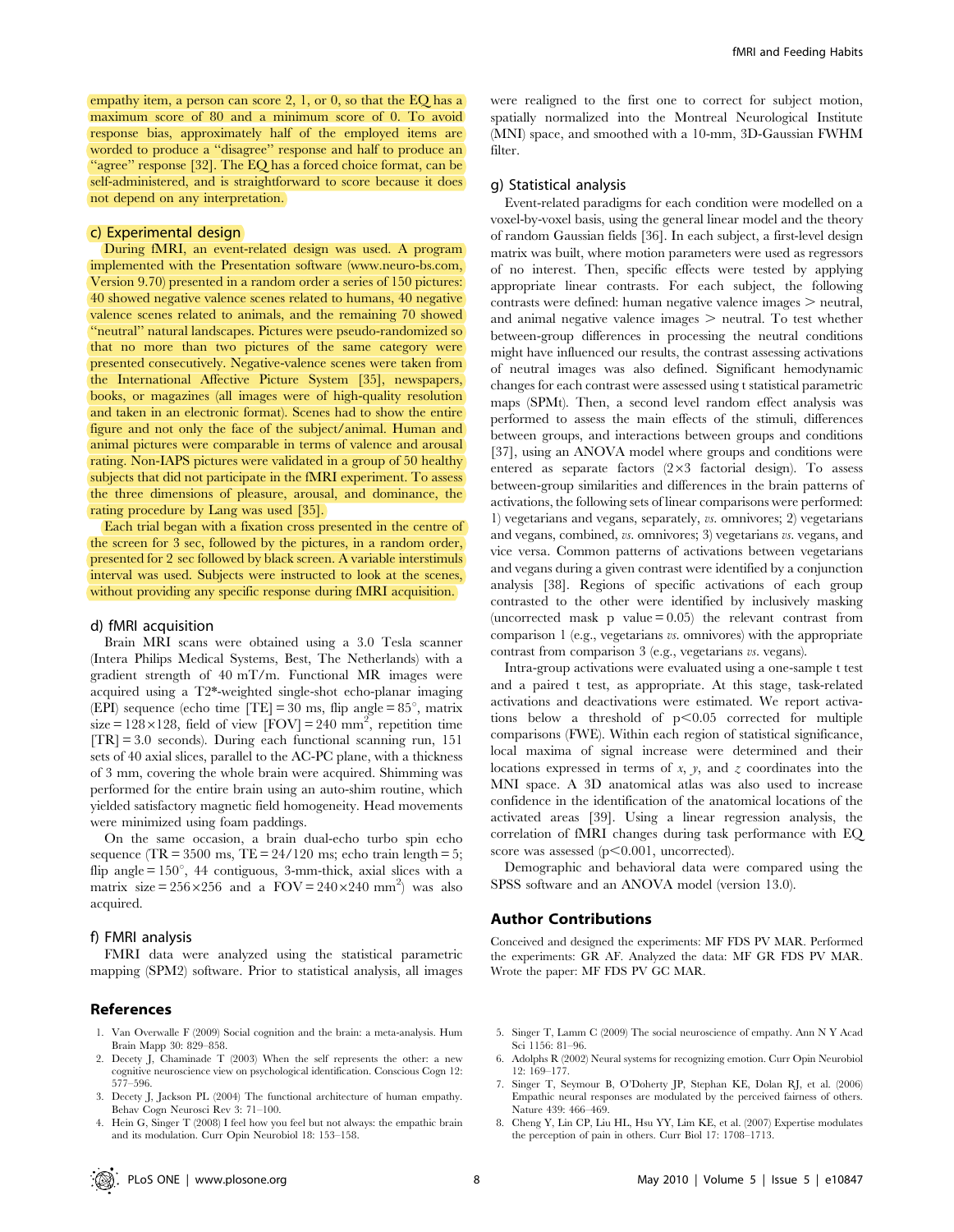empathy item, a person can score 2, 1, or 0, so that the EQ has a maximum score of 80 and a minimum score of 0. To avoid response bias, approximately half of the employed items are worded to produce a "disagree" response and half to produce an "agree" response [32]. The EQ has a forced choice format, can be self-administered, and is straightforward to score because it does not depend on any interpretation.

### c) Experimental design

During fMRI, an event-related design was used. A program implemented with the Presentation software (www.neuro-bs.com, Version 9.70) presented in a random order a series of 150 pictures: 40 showed negative valence scenes related to humans, 40 negative valence scenes related to animals, and the remaining 70 showed "neutral" natural landscapes. Pictures were pseudo-randomized so that no more than two pictures of the same category were presented consecutively. Negative-valence scenes were taken from the International Affective Picture System [35], newspapers, books, or magazines (all images were of high-quality resolution and taken in an electronic format). Scenes had to show the entire figure and not only the face of the subject/animal. Human and animal pictures were comparable in terms of valence and arousal rating. Non-IAPS pictures were validated in a group of 50 healthy subjects that did not participate in the fMRI experiment. To assess the three dimensions of pleasure, arousal, and dominance, the rating procedure by Lang was used [35].

Each trial began with a fixation cross presented in the centre of the screen for 3 sec, followed by the pictures, in a random order, presented for 2 sec followed by black screen. A variable interstimulus interval was used. Subjects were instructed to look at the scenes, without providing any specific response during fMRI acquisition.

### d) fMRI acquisition

Brain MRI scans were obtained using a 3.0 Tesla scanner (Intera Philips Medical Systems, Best, The Netherlands) with a gradient strength of 40 mT/m. Functional MR images were acquired using a T2*-weighted single-shot echo-planar imaging (EPI) sequence (echo time [TE] = 30 ms, flip angle = 85°, matrix size = 128×128, field of view [FOV] = 240 mm$^2$, repetition time [TR] = 3.0 seconds). During each functional scanning run, 151 sets of 40 axial slices, parallel to the AC-PC plane, with a thickness of 3 mm, covering the whole brain were acquired. Shimming was performed for the entire brain using an auto-shim routine, which yielded satisfactory magnetic field homogeneity. Head movements were minimized using foam paddings.

On the same occasion, a brain dual-echo turbo spin echo sequence (TR = 3500 ms, TE = 24/120 ms; echo train length = 5; flip angle = 150°, 44 contiguous, 3-mm-thick, axial slices with a matrix size = 256×256 and a FOV = 240×240 mm$^2$) was also acquired.

### f) FMRI analysis

FMRI data were analyzed using the statistical parametric mapping (SPM2) software. Prior to statistical analysis, all images were realigned to the first one to correct for subject motion, spatially normalized into the Montreal Neurological Institute (MNI) space, and smoothed with a 10-mm, 3D-Gaussian FWHM filter.

### g) Statistical analysis

Event-related paradigms for each condition were modelled on a voxel-by-voxel basis, using the general linear model and the theory of random Gaussian fields [36]. In each subject, a first-level design matrix was built, where motion parameters were used as regressors of no interest. Then, specific effects were tested by applying appropriate linear contrasts. For each subject, the following contrasts were defined: human negative valence images > neutral, and animal negative valence images > neutral. To test whether between-group differences in processing the neutral conditions might have influenced our results, the contrast assessing activations of neutral images was also defined. Significant hemodynamic changes for each contrast were assessed using t statistical parametric maps (SPMt). Then, a second level random effect analysis was performed to assess the main effects of the stimuli, differences between groups, and interactions between groups and conditions [37], using an ANOVA model where groups and conditions were entered as separate factors (2×3 factorial design). To assess between-group similarities and differences in the brain patterns of activations, the following sets of linear comparisons were performed: 1) vegetarians and vegans, separately, *vs.* omnivores; 2) vegetarians and vegans, combined, *vs.* omnivores; 3) vegetarians *vs.* vegans, and vice versa. Common patterns of activations between vegetarians and vegans during a given contrast were identified by a conjunction analysis [38]. Regions of specific activations of each group contrasted to the other were identified by inclusively masking (uncorrected mask p value = 0.05) the relevant contrast from comparison 1 (e.g., vegetarians *vs.* omnivores) with the appropriate contrast from comparison 3 (e.g., vegetarians *vs.* vegans).

Intra-group activations were evaluated using a one-sample t test and a paired t test, as appropriate. At this stage, task-related activations and deactivations were estimated. We report activations below a threshold of $p<0.05$ corrected for multiple comparisons (FWE). Within each region of statistical significance, local maxima of signal increase were determined and their locations expressed in terms of $x$, $y$, and $z$ coordinates into the MNI space. A 3D anatomical atlas was also used to increase confidence in the identification of the anatomical locations of the activated areas [39]. Using a linear regression analysis, the correlation of fMRI changes during task performance with EQ score was assessed ($p<0.001$, uncorrected).

Demographic and behavioral data were compared using the SPSS software and an ANOVA model (version 13.0).

## Author Contributions

Conceived and designed the experiments: MF FDS PV MAR. Performed the experiments: GR AF. Analyzed the data: MF GR FDS PV MAR. Wrote the paper: MF FDS PV GC MAR.

## References

1. Van Overwalle F (2009) Social cognition and the brain: a meta-analysis. Hum Brain Mapp 30: 829–858.
2. Decety J, Chaminade T (2003) When the self represents the other: a new cognitive neuroscience view on psychological identification. Conscious Cogn 12: 577–596.
3. Decety J, Jackson PL (2004) The functional architecture of human empathy. Behav Cogn Neurosci Rev 3: 71–100.
4. Hein G, Singer T (2008) I feel how you feel but not always: the empathic brain and its modulation. Curr Opin Neurobiol 18: 153–158.
5. Singer T, Lamm C (2009) The social neuroscience of empathy. Ann N Y Acad Sci 1156: 81–96.
6. Adolphs R (2002) Neural systems for recognizing emotion. Curr Opin Neurobiol 12: 169–177.
7. Singer T, Seymour B, O'Doherty JP, Stephan KE, Dolan RJ, et al. (2006) Empathic neural responses are modulated by the perceived fairness of others. Nature 439: 466–469.
8. Cheng Y, Lin CP, Liu HL, Hsu YY, Lim KE, et al. (2007) Expertise modulates the perception of pain in others. Curr Biol 17: 1708–1713.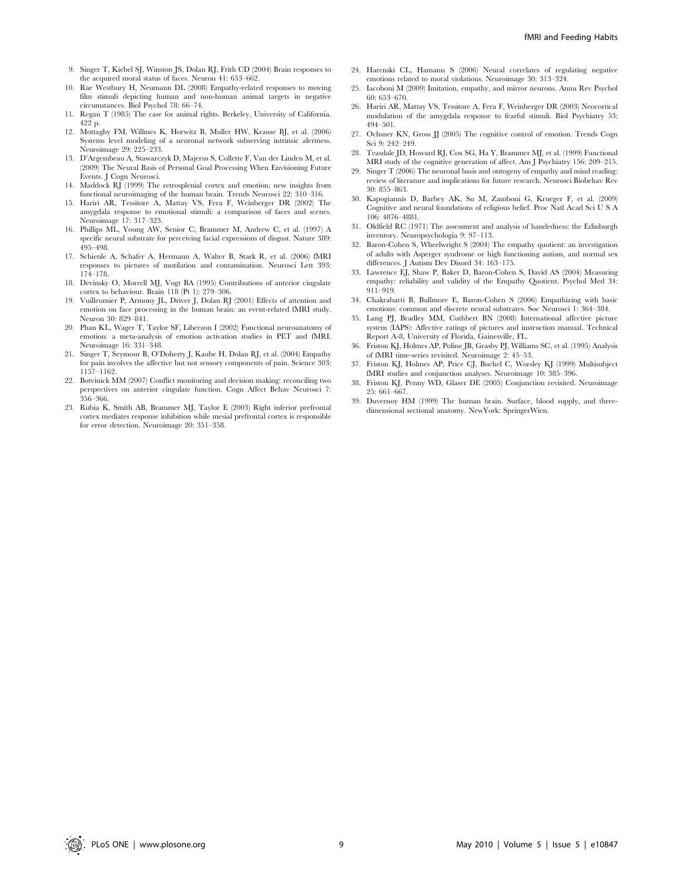9. Singer T, Kiebel SJ, Winston JS, Dolan RJ, Frith CD (2004) Brain responses to the acquired moral status of faces. Neuron 41: 653–662.
10. Rae Westbury H, Neumann DL (2008) Empathy-related responses to moving film stimuli depicting human and non-human animal targets in negative circumstances. Biol Psychol 78: 66–74.
11. Regan T (1985) The case for animal rights. Berkeley, University of California. 422 p.
12. Mottaghy FM, Willmes K, Horwitz B, Muller HW, Krause BJ, et al. (2006) Systems level modeling of a neuronal network subserving intrinsic alertness. Neuroimage 29: 225–233.
13. D'Argembeau A, Stawarczyk D, Majerus S, Collette F, Van der Linden M, et al. (2009) The Neural Basis of Personal Goal Processing When Envisioning Future Events. J Cogn Neurosci.
14. Maddock RJ (1999) The retrosplenial cortex and emotion: new insights from functional neuroimaging of the human brain. Trends Neurosci 22: 310–316.
15. Hariri AR, Tessitore A, Mattay VS, Fera F, Weinberger DR (2002) The amygdala response to emotional stimuli: a comparison of faces and scenes. Neuroimage 17: 317–323.
16. Phillips ML, Young AW, Senior C, Brammer M, Andrew C, et al. (1997) A specific neural substrate for perceiving facial expressions of disgust. Nature 389: 495–498.
17. Schienle A, Schafer A, Hermann A, Walter B, Stark R, et al. (2006) fMRI responses to pictures of mutilation and contamination. Neurosci Lett 393: 174–178.
18. Devinsky O, Morrell MJ, Vogt BA (1995) Contributions of anterior cingulate cortex to behaviour. Brain 118 (Pt 1): 279–306.
19. Vuilleumier P, Armony JL, Driver J, Dolan RJ (2001) Effects of attention and emotion on face processing in the human brain: an event-related fMRI study. Neuron 30: 829–841.
20. Phan KL, Wager T, Taylor SF, Liberzon I (2002) Functional neuroanatomy of emotion: a meta-analysis of emotion activation studies in PET and fMRI. Neuroimage 16: 331–348.
21. Singer T, Seymour B, O'Doherty J, Kaube H, Dolan RJ, et al. (2004) Empathy for pain involves the affective but not sensory components of pain. Science 303: 1157–1162.
22. Botvinick MM (2007) Conflict monitoring and decision making: reconciling two perspectives on anterior cingulate function. Cogn Affect Behav Neurosci 7: 356–366.
23. Rubia K, Smith AB, Brammer MJ, Taylor E (2003) Right inferior prefrontal cortex mediates response inhibition while mesial prefrontal cortex is responsible for error detection. Neuroimage 20: 351–358.
24. Harenski CL, Hamann S (2006) Neural correlates of regulating negative emotions related to moral violations. Neuroimage 30: 313–324.
25. Iacoboni M (2009) Imitation, empathy, and mirror neurons. Annu Rev Psychol 60: 653–670.
26. Hariri AR, Mattay VS, Tessitore A, Fera F, Weinberger DR (2003) Neocortical modulation of the amygdala response to fearful stimuli. Biol Psychiatry 53: 494–501.
27. Ochsner KN, Gross JJ (2005) The cognitive control of emotion. Trends Cogn Sci 9: 242–249.
28. Teasdale JD, Howard RJ, Cox SG, Ha Y, Brammer MJ, et al. (1999) Functional MRI study of the cognitive generation of affect. Am J Psychiatry 156: 209–215.
29. Singer T (2006) The neuronal basis and ontogeny of empathy and mind reading: review of literature and implications for future research. Neurosci Biobehav Rev 30: 855–863.
30. Kapogiannis D, Barbey AK, Su M, Zamboni G, Krueger F, et al. (2009) Cognitive and neural foundations of religious belief. Proc Natl Acad Sci U S A 106: 4876–4881.
31. Oldfield RC (1971) The assessment and analysis of handedness: the Edinburgh inventory. Neuropsychologia 9: 97–113.
32. Baron-Cohen S, Wheelwright S (2004) The empathy quotient: an investigation of adults with Asperger syndrome or high functioning autism, and normal sex differences. J Autism Dev Disord 34: 163–175.
33. Lawrence EJ, Shaw P, Baker D, Baron-Cohen S, David AS (2004) Measuring empathy: reliability and validity of the Empathy Quotient. Psychol Med 34: 911–919.
34. Chakrabarti B, Bullmore E, Baron-Cohen S (2006) Empathizing with basic emotions: common and discrete neural substrates. Soc Neurosci 1: 364–384.
35. Lang PJ, Bradley MM, Cuthbert BN (2008) International affective picture system (IAPS): Affective ratings of pictures and instruction manual. Technical Report A-8, University of Florida, Gainesville, FL.
36. Friston KJ, Holmes AP, Poline JB, Grasby PJ, Williams SC, et al. (1995) Analysis of fMRI time-series revisited. Neuroimage 2: 45–53.
37. Friston KJ, Holmes AP, Price CJ, Buchel C, Worsley KJ (1999) Multisubject fMRI studies and conjunction analyses. Neuroimage 10: 385–396.
38. Friston KJ, Penny WD, Glaser DE (2005) Conjunction revisited. Neuroimage 25: 661–667.
39. Duvernoy HM (1999) The human brain. Surface, blood supply, and three-dimensional sectional anatomy. NewYork: SpringerWien.